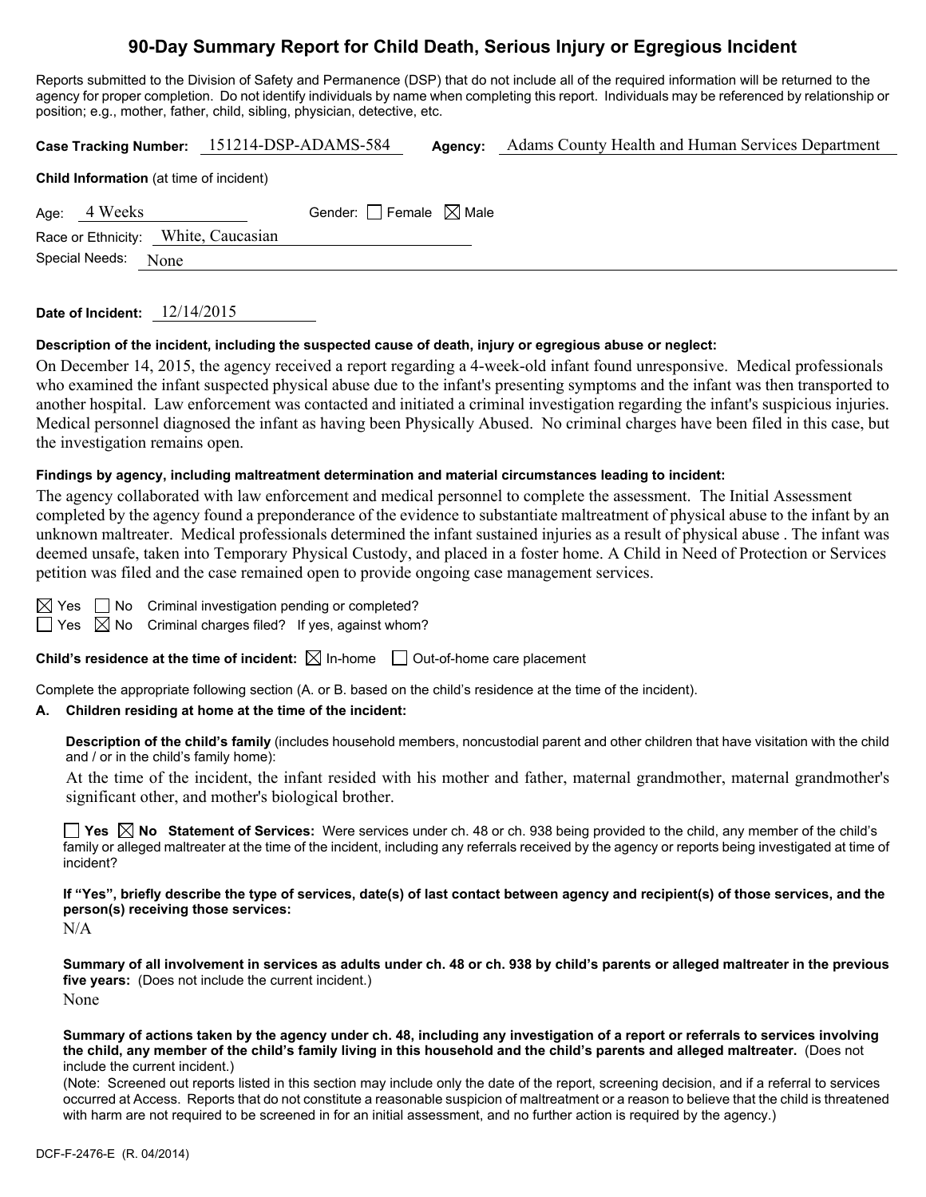# 90-Day Summary Report for Child Death, Serious Injury or Egregious Incident

Reports submitted to the Division of Safety and Permanence (DSP) that do not include all of the required information will be returned to the agency for proper completion. Do not identify individuals by name when completing this report. Individuals may be referenced by relationship or position; e.g., mother, father, child, sibling, physician, detective, etc.

**Case Tracking Number:** 151214-DSP-ADAMS-584 **Agency:** Adams County Health and Human Services Department

**Child Information** (at time of incident)

Age: 4 Weeks Gender: ☐ Female ☒ Male

Race or Ethnicity: White, Caucasian

Special Needs: None

**Date of Incident:** 12/14/2015

**Description of the incident, including the suspected cause of death, injury or egregious abuse or neglect:**

On December 14, 2015, the agency received a report regarding a 4-week-old infant found unresponsive. Medical professionals who examined the infant suspected physical abuse due to the infant's presenting symptoms and the infant was then transported to another hospital. Law enforcement was contacted and initiated a criminal investigation regarding the infant's suspicious injuries. Medical personnel diagnosed the infant as having been Physically Abused. No criminal charges have been filed in this case, but the investigation remains open.

**Findings by agency, including maltreatment determination and material circumstances leading to incident:**

The agency collaborated with law enforcement and medical personnel to complete the assessment. The Initial Assessment completed by the agency found a preponderance of the evidence to substantiate maltreatment of physical abuse to the infant by an unknown maltreater. Medical professionals determined the infant sustained injuries as a result of physical abuse . The infant was deemed unsafe, taken into Temporary Physical Custody, and placed in a foster home. A Child in Need of Protection or Services petition was filed and the case remained open to provide ongoing case management services.

☒ Yes ☐ No Criminal investigation pending or completed?

☐ Yes ☒ No Criminal charges filed? If yes, against whom?

**Child's residence at the time of incident:** ☒ In-home ☐ Out-of-home care placement

Complete the appropriate following section (A. or B. based on the child's residence at the time of the incident).

**A. Children residing at home at the time of the incident:**

**Description of the child's family** (includes household members, noncustodial parent and other children that have visitation with the child and / or in the child's family home):

At the time of the incident, the infant resided with his mother and father, maternal grandmother, maternal grandmother's significant other, and mother's biological brother.

☐ **Yes** ☒ **No Statement of Services:** Were services under ch. 48 or ch. 938 being provided to the child, any member of the child's family or alleged maltreater at the time of the incident, including any referrals received by the agency or reports being investigated at time of incident?

**If "Yes", briefly describe the type of services, date(s) of last contact between agency and recipient(s) of those services, and the person(s) receiving those services:**

N/A

**Summary of all involvement in services as adults under ch. 48 or ch. 938 by child's parents or alleged maltreater in the previous five years:** (Does not include the current incident.)

None

**Summary of actions taken by the agency under ch. 48, including any investigation of a report or referrals to services involving the child, any member of the child's family living in this household and the child's parents and alleged maltreater.** (Does not include the current incident.)

(Note: Screened out reports listed in this section may include only the date of the report, screening decision, and if a referral to services occurred at Access. Reports that do not constitute a reasonable suspicion of maltreatment or a reason to believe that the child is threatened with harm are not required to be screened in for an initial assessment, and no further action is required by the agency.)

DCF-F-2476-E (R. 04/2014)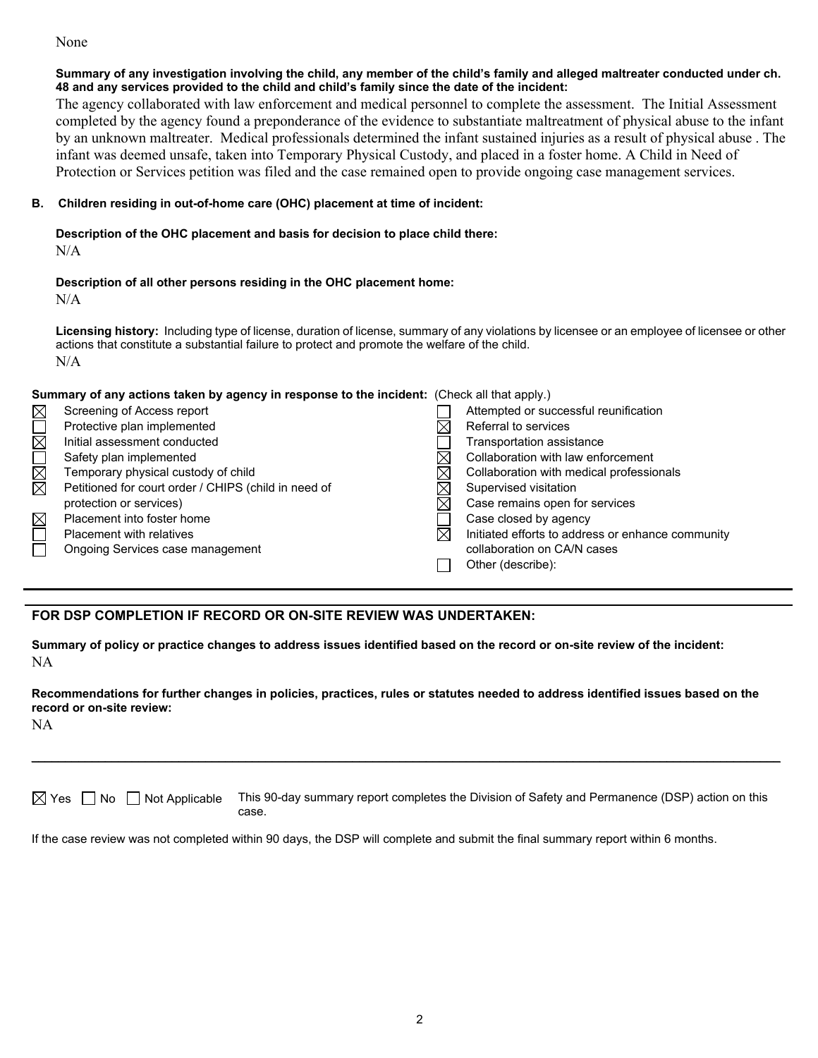None

**Summary of any investigation involving the child, any member of the child's family and alleged maltreater conducted under ch. 48 and any services provided to the child and child's family since the date of the incident:**

The agency collaborated with law enforcement and medical personnel to complete the assessment. The Initial Assessment completed by the agency found a preponderance of the evidence to substantiate maltreatment of physical abuse to the infant by an unknown maltreater. Medical professionals determined the infant sustained injuries as a result of physical abuse . The infant was deemed unsafe, taken into Temporary Physical Custody, and placed in a foster home. A Child in Need of Protection or Services petition was filed and the case remained open to provide ongoing case management services.

**B. Children residing in out-of-home care (OHC) placement at time of incident:**

**Description of the OHC placement and basis for decision to place child there:**
N/A

**Description of all other persons residing in the OHC placement home:**
N/A

**Licensing history:** Including type of license, duration of license, summary of any violations by licensee or an employee of licensee or other actions that constitute a substantial failure to protect and promote the welfare of the child.
N/A

**Summary of any actions taken by agency in response to the incident:** (Check all that apply.)

- ☒ Screening of Access report
- ☐ Protective plan implemented
- ☒ Initial assessment conducted
- ☐ Safety plan implemented
- ☒ Temporary physical custody of child
- ☒ Petitioned for court order / CHIPS (child in need of protection or services)
- ☒ Placement into foster home
- ☐ Placement with relatives
- ☐ Ongoing Services case management
- ☐ Attempted or successful reunification
- ☒ Referral to services
- ☐ Transportation assistance
- ☒ Collaboration with law enforcement
- ☒ Collaboration with medical professionals
- ☒ Supervised visitation
- ☒ Case remains open for services
- ☐ Case closed by agency
- ☒ Initiated efforts to address or enhance community collaboration on CA/N cases
- ☐ Other (describe):

---

## FOR DSP COMPLETION IF RECORD OR ON-SITE REVIEW WAS UNDERTAKEN:

**Summary of policy or practice changes to address issues identified based on the record or on-site review of the incident:**
NA

**Recommendations for further changes in policies, practices, rules or statutes needed to address identified issues based on the record or on-site review:**
NA

---

☒ Yes ☐ No ☐ Not Applicable This 90-day summary report completes the Division of Safety and Permanence (DSP) action on this case.

If the case review was not completed within 90 days, the DSP will complete and submit the final summary report within 6 months.